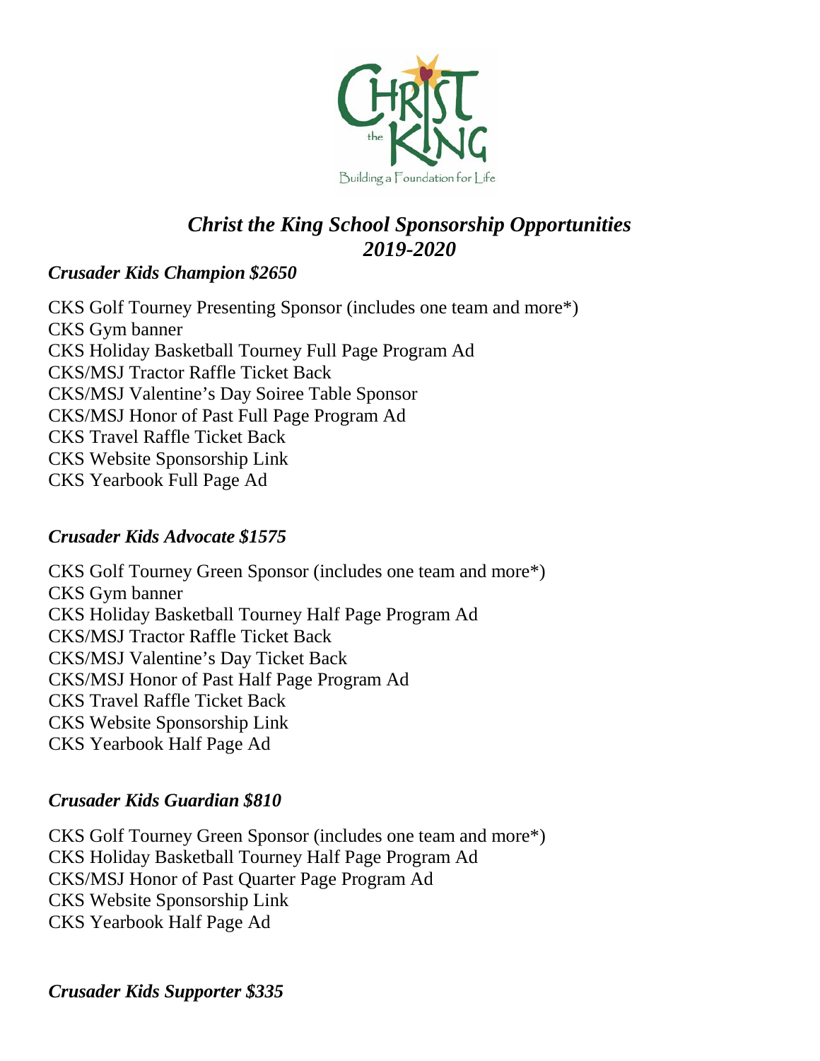# *Christ the King School Sponsorship Opportunities 2019-2020*

## *Crusader Kids Champion $2650*

CKS Golf Tourney Presenting Sponsor (includes one team and more*)
CKS Gym banner
CKS Holiday Basketball Tourney Full Page Program Ad
CKS/MSJ Tractor Raffle Ticket Back
CKS/MSJ Valentine's Day Soiree Table Sponsor
CKS/MSJ Honor of Past Full Page Program Ad
CKS Travel Raffle Ticket Back
CKS Website Sponsorship Link
CKS Yearbook Full Page Ad

## *Crusader Kids Advocate $1575*

CKS Golf Tourney Green Sponsor (includes one team and more*)
CKS Gym banner
CKS Holiday Basketball Tourney Half Page Program Ad
CKS/MSJ Tractor Raffle Ticket Back
CKS/MSJ Valentine's Day Ticket Back
CKS/MSJ Honor of Past Half Page Program Ad
CKS Travel Raffle Ticket Back
CKS Website Sponsorship Link
CKS Yearbook Half Page Ad

## *Crusader Kids Guardian $810*

CKS Golf Tourney Green Sponsor (includes one team and more*)
CKS Holiday Basketball Tourney Half Page Program Ad
CKS/MSJ Honor of Past Quarter Page Program Ad
CKS Website Sponsorship Link
CKS Yearbook Half Page Ad

## *Crusader Kids Supporter $335*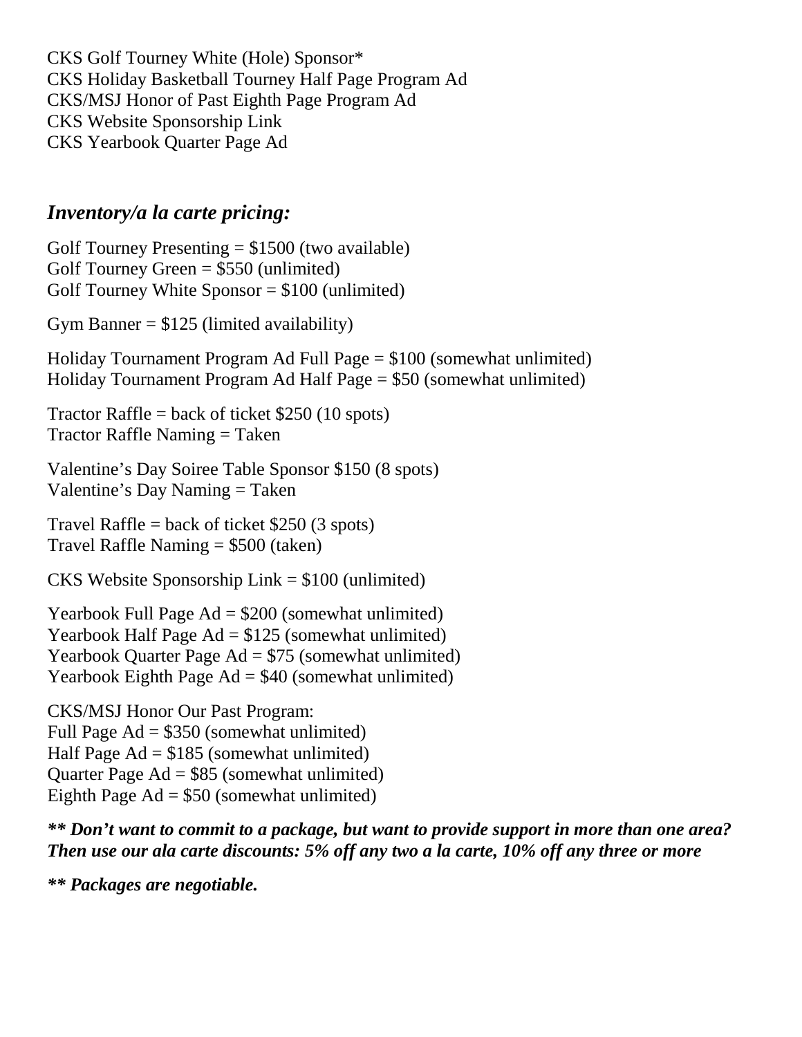CKS Golf Tourney White (Hole) Sponsor*
CKS Holiday Basketball Tourney Half Page Program Ad
CKS/MSJ Honor of Past Eighth Page Program Ad
CKS Website Sponsorship Link
CKS Yearbook Quarter Page Ad

## *Inventory/a la carte pricing:*

Golf Tourney Presenting = $1500 (two available)
Golf Tourney Green = $550 (unlimited)
Golf Tourney White Sponsor = $100 (unlimited)

Gym Banner = $125 (limited availability)

Holiday Tournament Program Ad Full Page = $100 (somewhat unlimited)
Holiday Tournament Program Ad Half Page = $50 (somewhat unlimited)

Tractor Raffle = back of ticket $250 (10 spots)
Tractor Raffle Naming = Taken

Valentine's Day Soiree Table Sponsor $150 (8 spots)
Valentine's Day Naming = Taken

Travel Raffle = back of ticket $250 (3 spots)
Travel Raffle Naming = $500 (taken)

CKS Website Sponsorship Link = $100 (unlimited)

Yearbook Full Page Ad = $200 (somewhat unlimited)
Yearbook Half Page Ad = $125 (somewhat unlimited)
Yearbook Quarter Page Ad = $75 (somewhat unlimited)
Yearbook Eighth Page Ad = $40 (somewhat unlimited)

CKS/MSJ Honor Our Past Program:
Full Page Ad = $350 (somewhat unlimited)
Half Page Ad = $185 (somewhat unlimited)
Quarter Page Ad = $85 (somewhat unlimited)
Eighth Page Ad = $50 (somewhat unlimited)

***\*\* Don't want to commit to a package, but want to provide support in more than one area? Then use our ala carte discounts: 5% off any two a la carte, 10% off any three or more***

***\*\* Packages are negotiable.***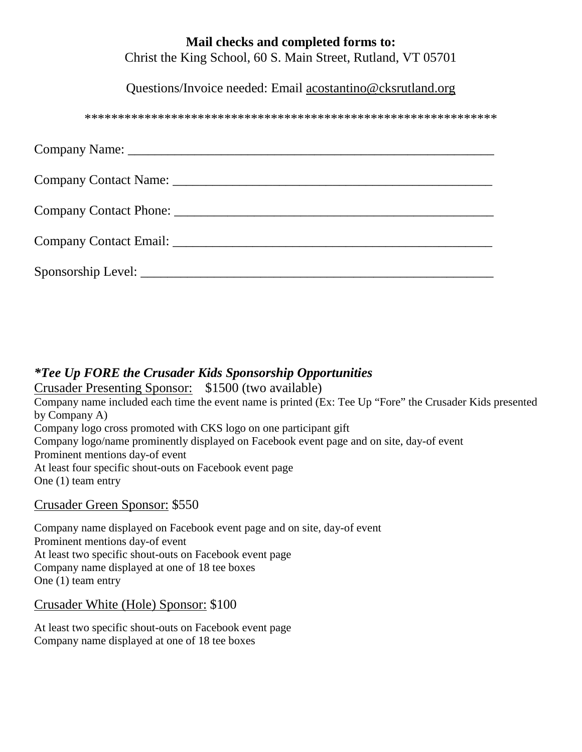**Mail checks and completed forms to:**
Christ the King School, 60 S. Main Street, Rutland, VT 05701

Questions/Invoice needed: Email acostantino@cksrutland.org

************************************************************

Company Name: ________________________________________________________

Company Contact Name: _________________________________________________

Company Contact Phone: ________________________________________________

Company Contact Email: ________________________________________________

Sponsorship Level: _____________________________________________________

***\*Tee Up FORE the Crusader Kids Sponsorship Opportunities***

Crusader Presenting Sponsor: $1500 (two available)

Company name included each time the event name is printed (Ex: Tee Up "Fore" the Crusader Kids presented by Company A)
Company logo cross promoted with CKS logo on one participant gift
Company logo/name prominently displayed on Facebook event page and on site, day-of event
Prominent mentions day-of event
At least four specific shout-outs on Facebook event page
One (1) team entry

Crusader Green Sponsor: $550

Company name displayed on Facebook event page and on site, day-of event
Prominent mentions day-of event
At least two specific shout-outs on Facebook event page
Company name displayed at one of 18 tee boxes
One (1) team entry

Crusader White (Hole) Sponsor: $100

At least two specific shout-outs on Facebook event page
Company name displayed at one of 18 tee boxes